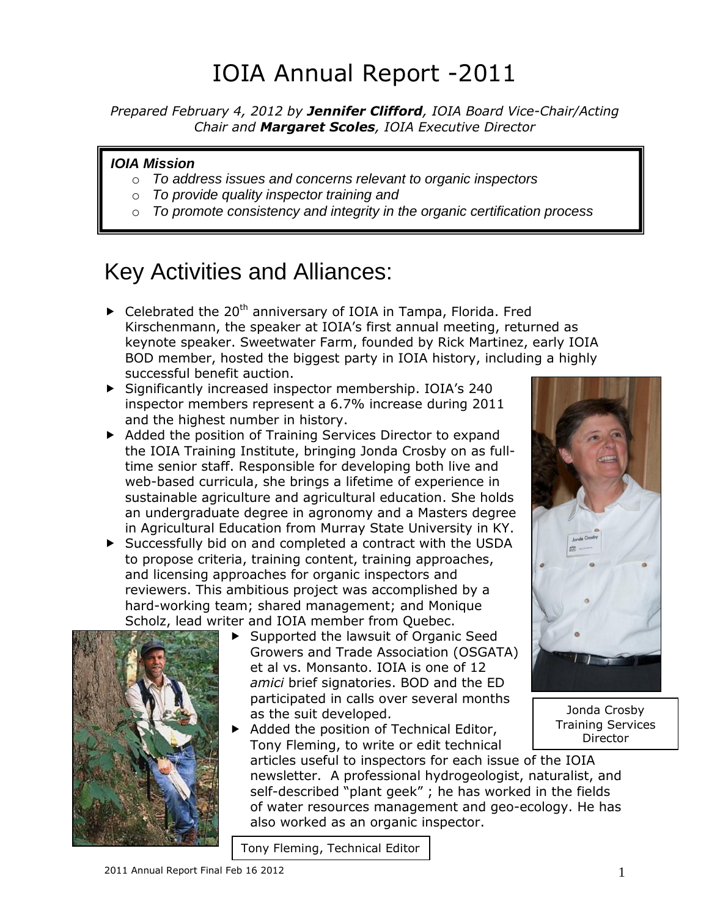# IOIA Annual Report -2011

*Prepared February 4, 2012 by **Jennifer Clifford**, IOIA Board Vice-Chair/Acting Chair and **Margaret Scoles**, IOIA Executive Director*

> ***IOIA Mission***
> - *To address issues and concerns relevant to organic inspectors*
> - *To provide quality inspector training and*
> - *To promote consistency and integrity in the organic certification process*

## Key Activities and Alliances:

- Celebrated the 20th anniversary of IOIA in Tampa, Florida. Fred Kirschenmann, the speaker at IOIA's first annual meeting, returned as keynote speaker. Sweetwater Farm, founded by Rick Martinez, early IOIA BOD member, hosted the biggest party in IOIA history, including a highly successful benefit auction.
- Significantly increased inspector membership. IOIA's 240 inspector members represent a 6.7% increase during 2011 and the highest number in history.
- Added the position of Training Services Director to expand the IOIA Training Institute, bringing Jonda Crosby on as full-time senior staff. Responsible for developing both live and web-based curricula, she brings a lifetime of experience in sustainable agriculture and agricultural education. She holds an undergraduate degree in agronomy and a Masters degree in Agricultural Education from Murray State University in KY.
- Successfully bid on and completed a contract with the USDA to propose criteria, training content, training approaches, and licensing approaches for organic inspectors and reviewers. This ambitious project was accomplished by a hard-working team; shared management; and Monique Scholz, lead writer and IOIA member from Quebec.
- Supported the lawsuit of Organic Seed Growers and Trade Association (OSGATA) et al vs. Monsanto. IOIA is one of 12 *amici* brief signatories. BOD and the ED participated in calls over several months as the suit developed.
- Added the position of Technical Editor, Tony Fleming, to write or edit technical articles useful to inspectors for each issue of the IOIA newsletter. A professional hydrogeologist, naturalist, and self-described "plant geek" ; he has worked in the fields of water resources management and geo-ecology. He has also worked as an organic inspector.

Jonda Crosby Training Services Director

Tony Fleming, Technical Editor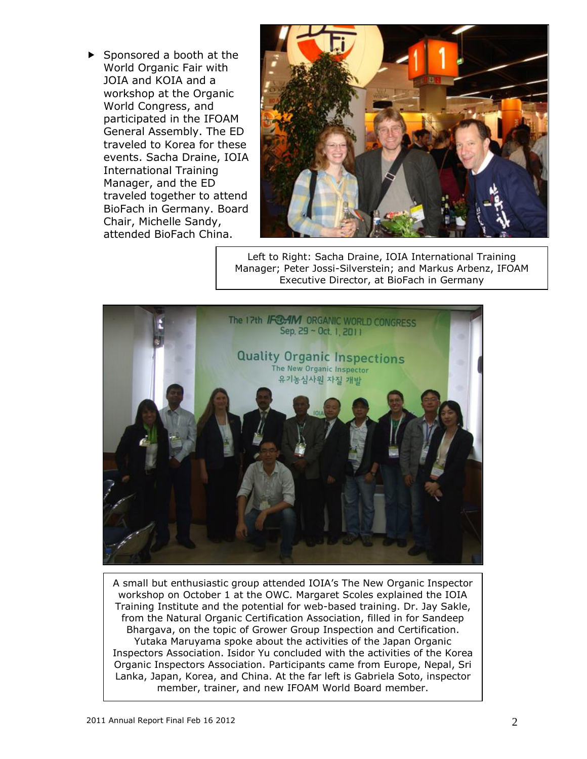- Sponsored a booth at the World Organic Fair with JOIA and KOIA and a workshop at the Organic World Congress, and participated in the IFOAM General Assembly. The ED traveled to Korea for these events. Sacha Draine, IOIA International Training Manager, and the ED traveled together to attend BioFach in Germany. Board Chair, Michelle Sandy, attended BioFach China.

Left to Right: Sacha Draine, IOIA International Training Manager; Peter Jossi-Silverstein; and Markus Arbenz, IFOAM Executive Director, at BioFach in Germany

A small but enthusiastic group attended IOIA's The New Organic Inspector workshop on October 1 at the OWC. Margaret Scoles explained the IOIA Training Institute and the potential for web-based training. Dr. Jay Sakle, from the Natural Organic Certification Association, filled in for Sandeep Bhargava, on the topic of Grower Group Inspection and Certification. Yutaka Maruyama spoke about the activities of the Japan Organic Inspectors Association. Isidor Yu concluded with the activities of the Korea Organic Inspectors Association. Participants came from Europe, Nepal, Sri Lanka, Japan, Korea, and China. At the far left is Gabriela Soto, inspector member, trainer, and new IFOAM World Board member.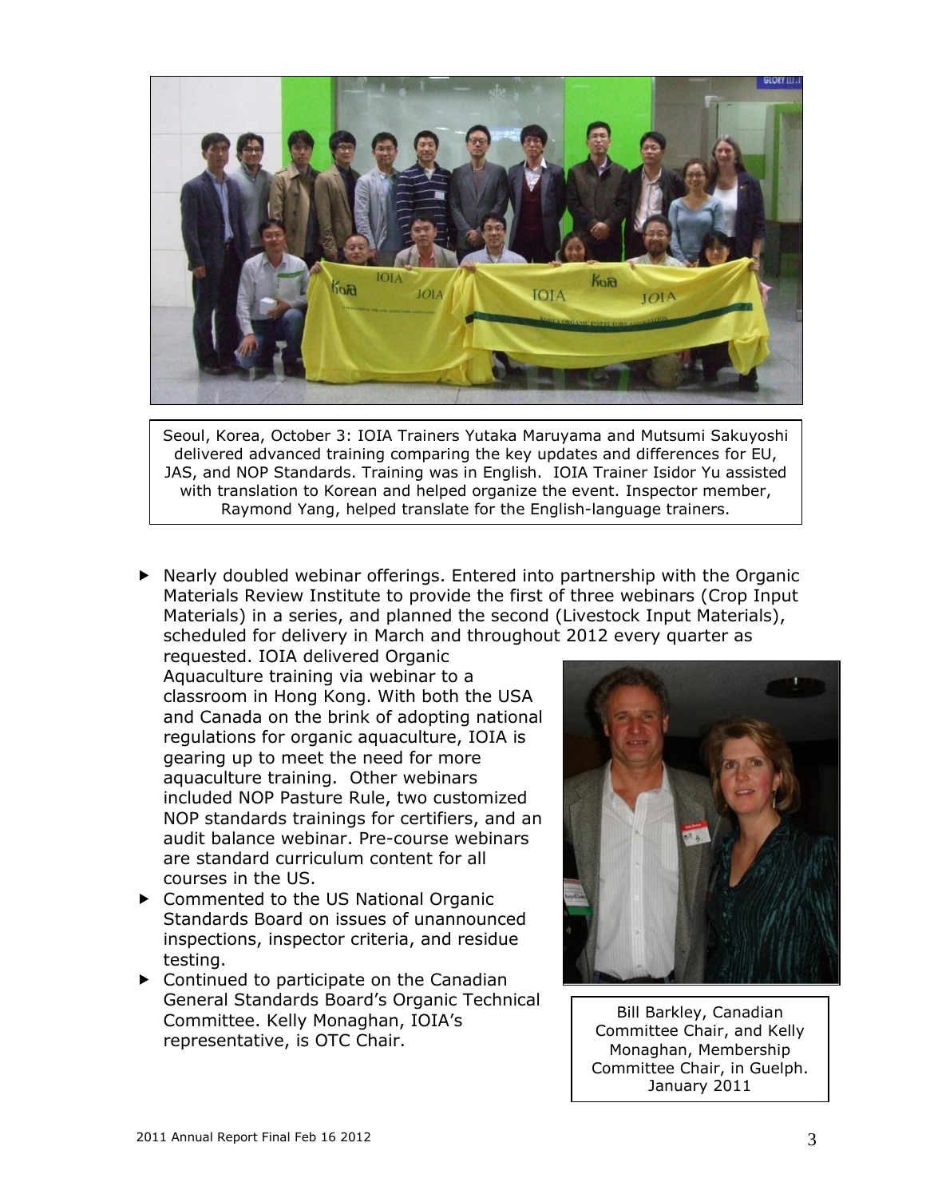Seoul, Korea, October 3: IOIA Trainers Yutaka Maruyama and Mutsumi Sakuyoshi delivered advanced training comparing the key updates and differences for EU, JAS, and NOP Standards. Training was in English. IOIA Trainer Isidor Yu assisted with translation to Korean and helped organize the event. Inspector member, Raymond Yang, helped translate for the English-language trainers.

- Nearly doubled webinar offerings. Entered into partnership with the Organic Materials Review Institute to provide the first of three webinars (Crop Input Materials) in a series, and planned the second (Livestock Input Materials), scheduled for delivery in March and throughout 2012 every quarter as requested. IOIA delivered Organic Aquaculture training via webinar to a classroom in Hong Kong. With both the USA and Canada on the brink of adopting national regulations for organic aquaculture, IOIA is gearing up to meet the need for more aquaculture training. Other webinars included NOP Pasture Rule, two customized NOP standards trainings for certifiers, and an audit balance webinar. Pre-course webinars are standard curriculum content for all courses in the US.
- Commented to the US National Organic Standards Board on issues of unannounced inspections, inspector criteria, and residue testing.
- Continued to participate on the Canadian General Standards Board's Organic Technical Committee. Kelly Monaghan, IOIA's representative, is OTC Chair.

Bill Barkley, Canadian Committee Chair, and Kelly Monaghan, Membership Committee Chair, in Guelph. January 2011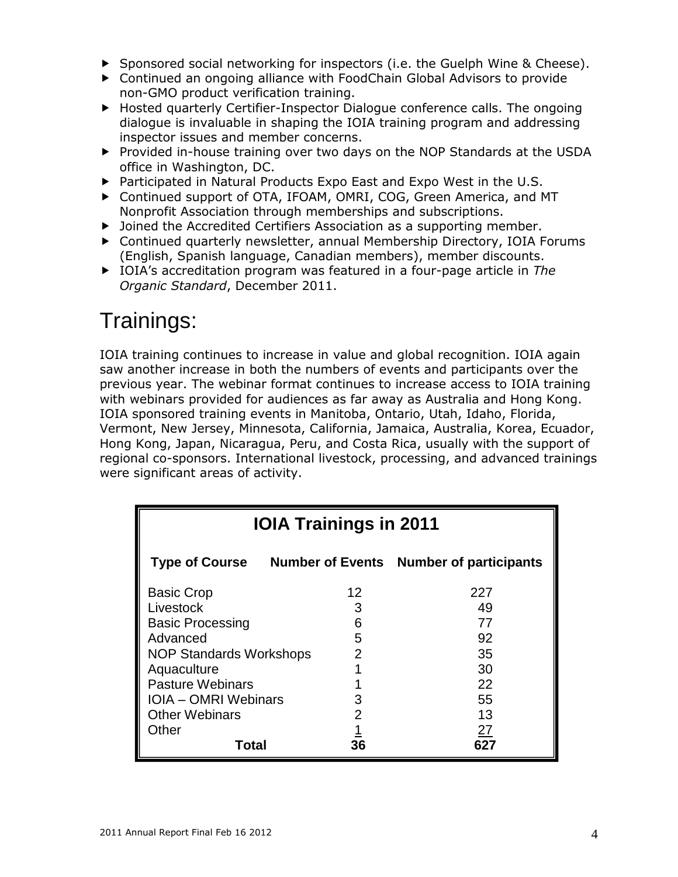- Sponsored social networking for inspectors (i.e. the Guelph Wine & Cheese).
- Continued an ongoing alliance with FoodChain Global Advisors to provide non-GMO product verification training.
- Hosted quarterly Certifier-Inspector Dialogue conference calls. The ongoing dialogue is invaluable in shaping the IOIA training program and addressing inspector issues and member concerns.
- Provided in-house training over two days on the NOP Standards at the USDA office in Washington, DC.
- Participated in Natural Products Expo East and Expo West in the U.S.
- Continued support of OTA, IFOAM, OMRI, COG, Green America, and MT Nonprofit Association through memberships and subscriptions.
- Joined the Accredited Certifiers Association as a supporting member.
- Continued quarterly newsletter, annual Membership Directory, IOIA Forums (English, Spanish language, Canadian members), member discounts.
- IOIA's accreditation program was featured in a four-page article in *The Organic Standard*, December 2011.

# Trainings:

IOIA training continues to increase in value and global recognition. IOIA again saw another increase in both the numbers of events and participants over the previous year. The webinar format continues to increase access to IOIA training with webinars provided for audiences as far away as Australia and Hong Kong. IOIA sponsored training events in Manitoba, Ontario, Utah, Idaho, Florida, Vermont, New Jersey, Minnesota, California, Jamaica, Australia, Korea, Ecuador, Hong Kong, Japan, Nicaragua, Peru, and Costa Rica, usually with the support of regional co-sponsors. International livestock, processing, and advanced trainings were significant areas of activity.

**IOIA Trainings in 2011**

| Type of Course | Number of Events | Number of participants |
|---|---|---|
| Basic Crop | 12 | 227 |
| Livestock | 3 | 49 |
| Basic Processing | 6 | 77 |
| Advanced | 5 | 92 |
| NOP Standards Workshops | 2 | 35 |
| Aquaculture | 1 | 30 |
| Pasture Webinars | 1 | 22 |
| IOIA – OMRI Webinars | 3 | 55 |
| Other Webinars | 2 | 13 |
| Other | 1 | 27 |
| **Total** | **36** | **627** |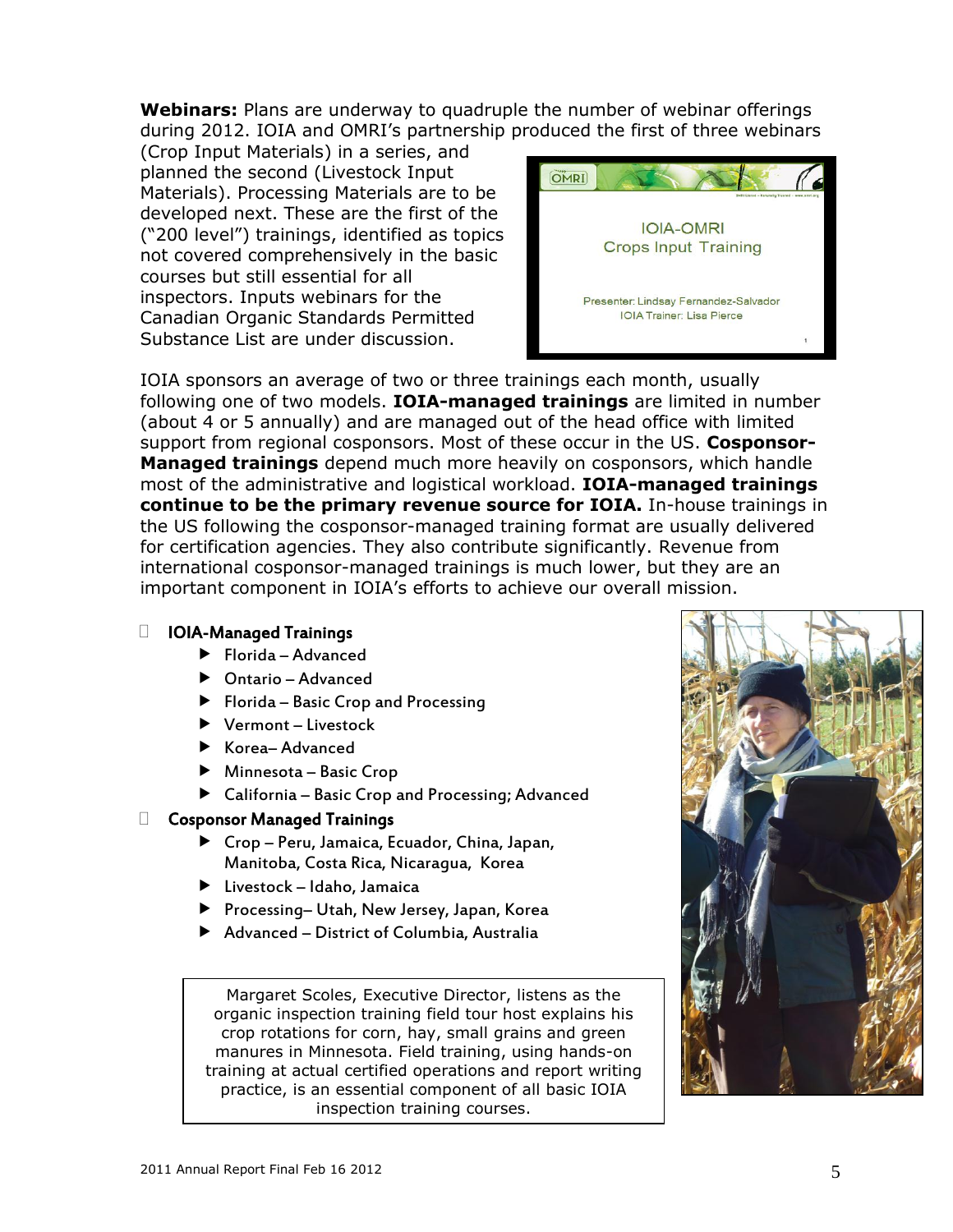**Webinars:** Plans are underway to quadruple the number of webinar offerings during 2012. IOIA and OMRI's partnership produced the first of three webinars (Crop Input Materials) in a series, and planned the second (Livestock Input Materials). Processing Materials are to be developed next. These are the first of the ("200 level") trainings, identified as topics not covered comprehensively in the basic courses but still essential for all inspectors. Inputs webinars for the Canadian Organic Standards Permitted Substance List are under discussion.

IOIA sponsors an average of two or three trainings each month, usually following one of two models. **IOIA-managed trainings** are limited in number (about 4 or 5 annually) and are managed out of the head office with limited support from regional cosponsors. Most of these occur in the US. **Cosponsor-Managed trainings** depend much more heavily on cosponsors, which handle most of the administrative and logistical workload. **IOIA-managed trainings continue to be the primary revenue source for IOIA.** In-house trainings in the US following the cosponsor-managed training format are usually delivered for certification agencies. They also contribute significantly. Revenue from international cosponsor-managed trainings is much lower, but they are an important component in IOIA's efforts to achieve our overall mission.

- **IOIA-Managed Trainings**
  - Florida – Advanced
  - Ontario – Advanced
  - Florida – Basic Crop and Processing
  - Vermont – Livestock
  - Korea– Advanced
  - Minnesota – Basic Crop
  - California – Basic Crop and Processing; Advanced
- **Cosponsor Managed Trainings**
  - Crop – Peru, Jamaica, Ecuador, China, Japan, Manitoba, Costa Rica, Nicaragua, Korea
  - Livestock – Idaho, Jamaica
  - Processing– Utah, New Jersey, Japan, Korea
  - Advanced – District of Columbia, Australia

Margaret Scoles, Executive Director, listens as the organic inspection training field tour host explains his crop rotations for corn, hay, small grains and green manures in Minnesota. Field training, using hands-on training at actual certified operations and report writing practice, is an essential component of all basic IOIA inspection training courses.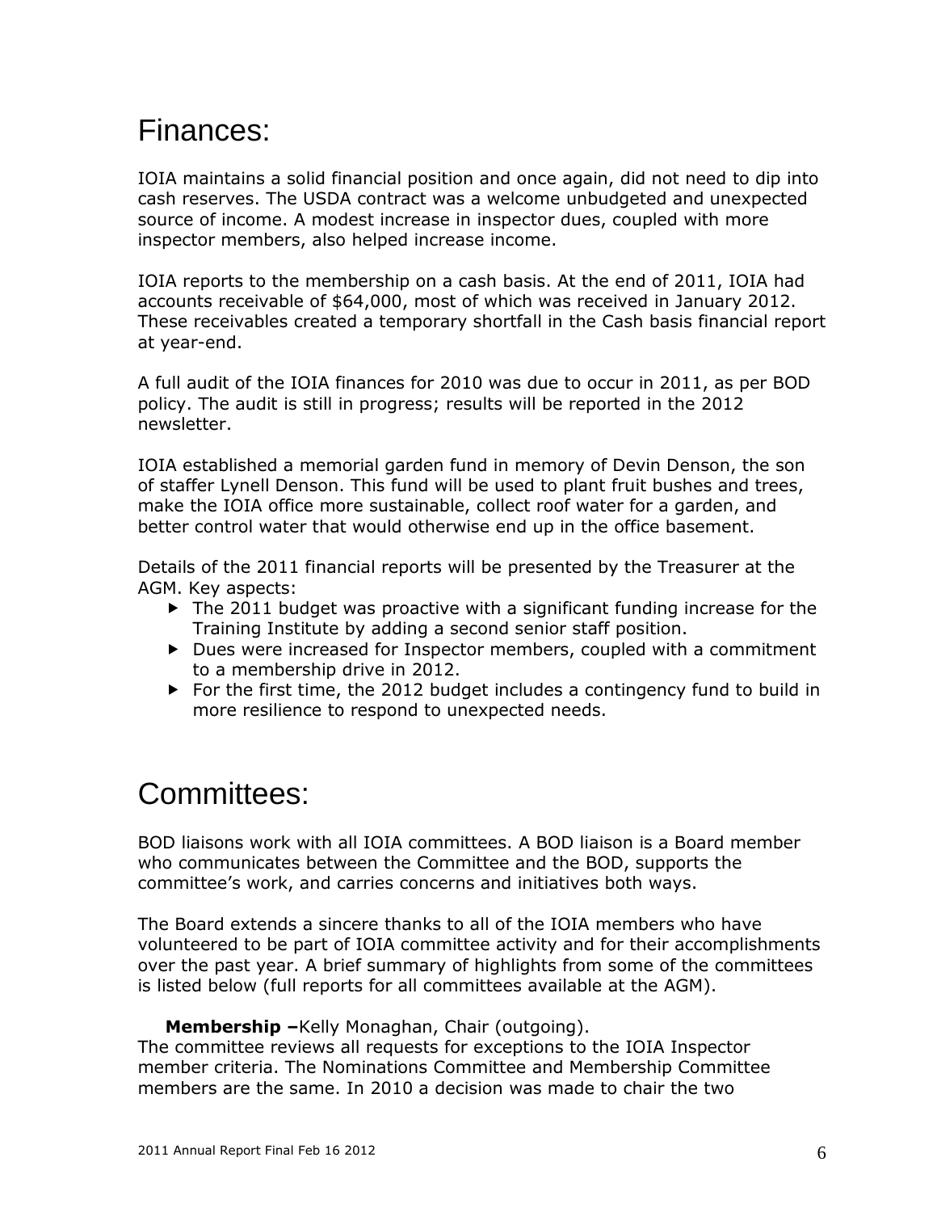# Finances:

IOIA maintains a solid financial position and once again, did not need to dip into cash reserves. The USDA contract was a welcome unbudgeted and unexpected source of income. A modest increase in inspector dues, coupled with more inspector members, also helped increase income.

IOIA reports to the membership on a cash basis. At the end of 2011, IOIA had accounts receivable of $64,000, most of which was received in January 2012. These receivables created a temporary shortfall in the Cash basis financial report at year-end.

A full audit of the IOIA finances for 2010 was due to occur in 2011, as per BOD policy. The audit is still in progress; results will be reported in the 2012 newsletter.

IOIA established a memorial garden fund in memory of Devin Denson, the son of staffer Lynell Denson. This fund will be used to plant fruit bushes and trees, make the IOIA office more sustainable, collect roof water for a garden, and better control water that would otherwise end up in the office basement.

Details of the 2011 financial reports will be presented by the Treasurer at the AGM. Key aspects:

- The 2011 budget was proactive with a significant funding increase for the Training Institute by adding a second senior staff position.
- Dues were increased for Inspector members, coupled with a commitment to a membership drive in 2012.
- For the first time, the 2012 budget includes a contingency fund to build in more resilience to respond to unexpected needs.

# Committees:

BOD liaisons work with all IOIA committees. A BOD liaison is a Board member who communicates between the Committee and the BOD, supports the committee's work, and carries concerns and initiatives both ways.

The Board extends a sincere thanks to all of the IOIA members who have volunteered to be part of IOIA committee activity and for their accomplishments over the past year. A brief summary of highlights from some of the committees is listed below (full reports for all committees available at the AGM).

**Membership –**Kelly Monaghan, Chair (outgoing).
The committee reviews all requests for exceptions to the IOIA Inspector member criteria. The Nominations Committee and Membership Committee members are the same. In 2010 a decision was made to chair the two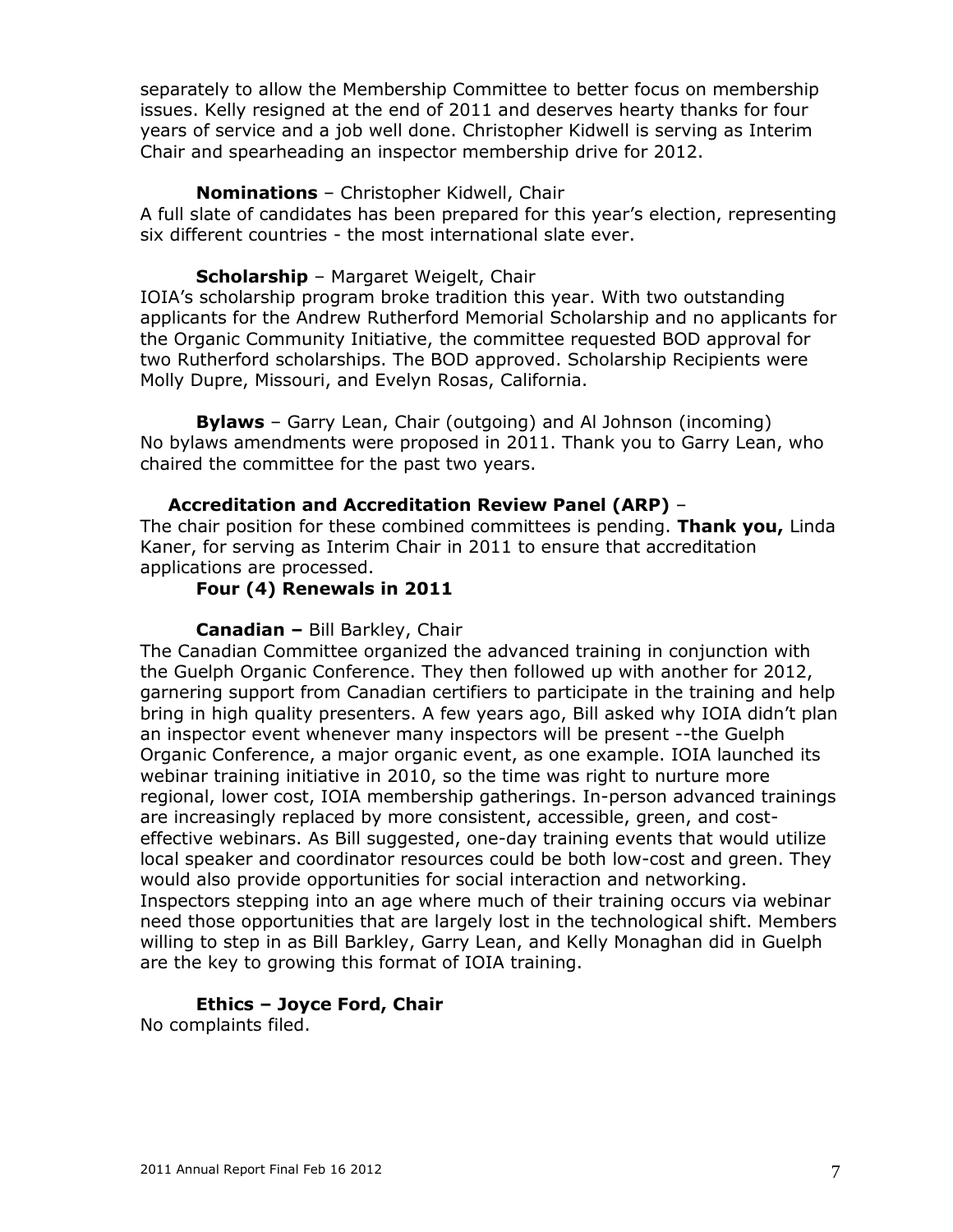separately to allow the Membership Committee to better focus on membership issues. Kelly resigned at the end of 2011 and deserves hearty thanks for four years of service and a job well done. Christopher Kidwell is serving as Interim Chair and spearheading an inspector membership drive for 2012.

**Nominations** – Christopher Kidwell, Chair
A full slate of candidates has been prepared for this year's election, representing six different countries - the most international slate ever.

**Scholarship** – Margaret Weigelt, Chair
IOIA's scholarship program broke tradition this year. With two outstanding applicants for the Andrew Rutherford Memorial Scholarship and no applicants for the Organic Community Initiative, the committee requested BOD approval for two Rutherford scholarships. The BOD approved. Scholarship Recipients were Molly Dupre, Missouri, and Evelyn Rosas, California.

**Bylaws** – Garry Lean, Chair (outgoing) and Al Johnson (incoming)
No bylaws amendments were proposed in 2011. Thank you to Garry Lean, who chaired the committee for the past two years.

**Accreditation and Accreditation Review Panel (ARP)** –
The chair position for these combined committees is pending. **Thank you,** Linda Kaner, for serving as Interim Chair in 2011 to ensure that accreditation applications are processed.

**Four (4) Renewals in 2011**

**Canadian –** Bill Barkley, Chair
The Canadian Committee organized the advanced training in conjunction with the Guelph Organic Conference. They then followed up with another for 2012, garnering support from Canadian certifiers to participate in the training and help bring in high quality presenters. A few years ago, Bill asked why IOIA didn't plan an inspector event whenever many inspectors will be present --the Guelph Organic Conference, a major organic event, as one example. IOIA launched its webinar training initiative in 2010, so the time was right to nurture more regional, lower cost, IOIA membership gatherings. In-person advanced trainings are increasingly replaced by more consistent, accessible, green, and cost-effective webinars. As Bill suggested, one-day training events that would utilize local speaker and coordinator resources could be both low-cost and green. They would also provide opportunities for social interaction and networking. Inspectors stepping into an age where much of their training occurs via webinar need those opportunities that are largely lost in the technological shift. Members willing to step in as Bill Barkley, Garry Lean, and Kelly Monaghan did in Guelph are the key to growing this format of IOIA training.

**Ethics – Joyce Ford, Chair**
No complaints filed.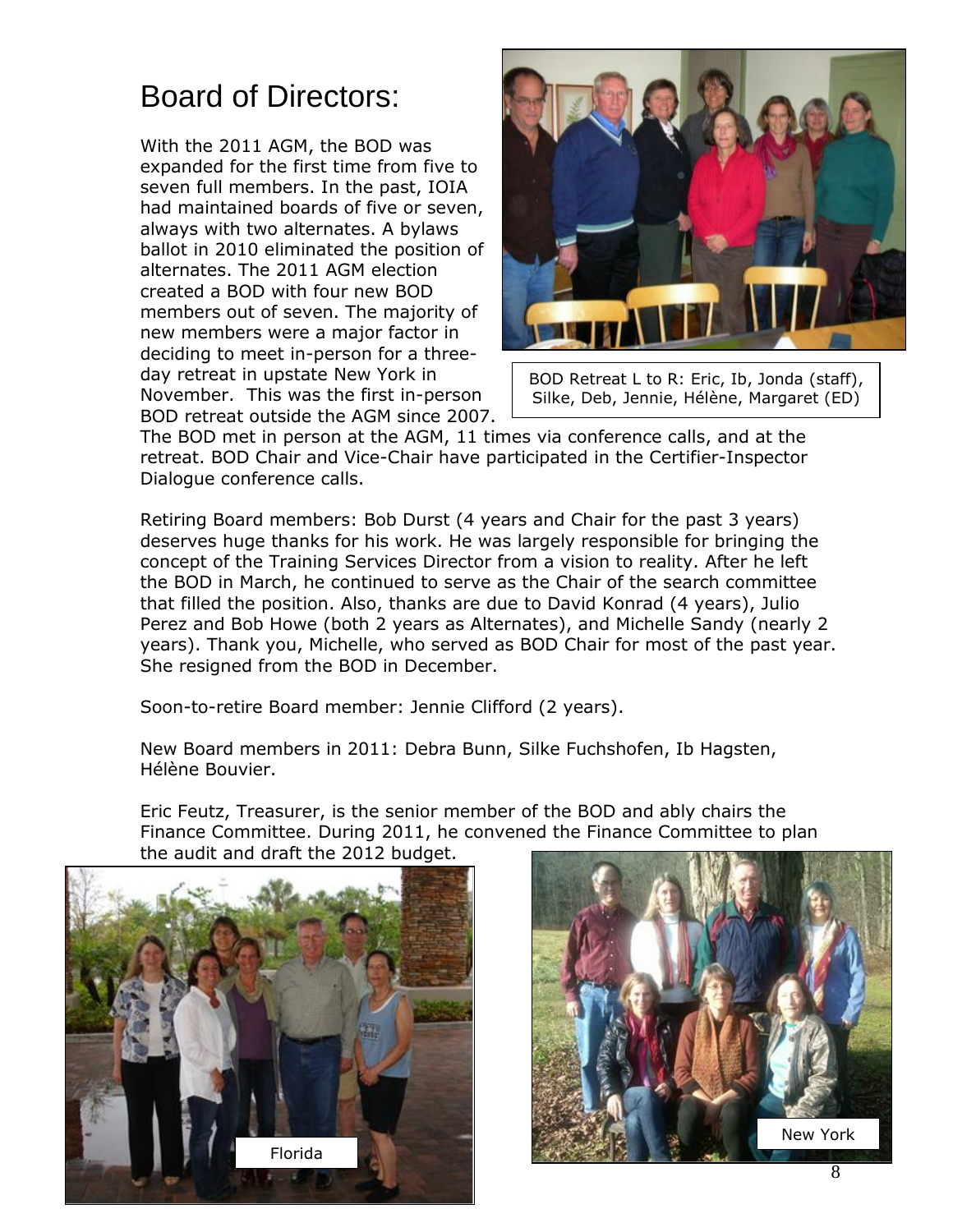# Board of Directors:

With the 2011 AGM, the BOD was expanded for the first time from five to seven full members. In the past, IOIA had maintained boards of five or seven, always with two alternates. A bylaws ballot in 2010 eliminated the position of alternates. The 2011 AGM election created a BOD with four new BOD members out of seven. The majority of new members were a major factor in deciding to meet in-person for a three-day retreat in upstate New York in November. This was the first in-person BOD retreat outside the AGM since 2007. The BOD met in person at the AGM, 11 times via conference calls, and at the retreat. BOD Chair and Vice-Chair have participated in the Certifier-Inspector Dialogue conference calls.

BOD Retreat L to R: Eric, Ib, Jonda (staff), Silke, Deb, Jennie, Hélène, Margaret (ED)

Retiring Board members: Bob Durst (4 years and Chair for the past 3 years) deserves huge thanks for his work. He was largely responsible for bringing the concept of the Training Services Director from a vision to reality. After he left the BOD in March, he continued to serve as the Chair of the search committee that filled the position. Also, thanks are due to David Konrad (4 years), Julio Perez and Bob Howe (both 2 years as Alternates), and Michelle Sandy (nearly 2 years). Thank you, Michelle, who served as BOD Chair for most of the past year. She resigned from the BOD in December.

Soon-to-retire Board member: Jennie Clifford (2 years).

New Board members in 2011: Debra Bunn, Silke Fuchshofen, Ib Hagsten, Hélène Bouvier.

Eric Feutz, Treasurer, is the senior member of the BOD and ably chairs the Finance Committee. During 2011, he convened the Finance Committee to plan the audit and draft the 2012 budget.

Florida

New York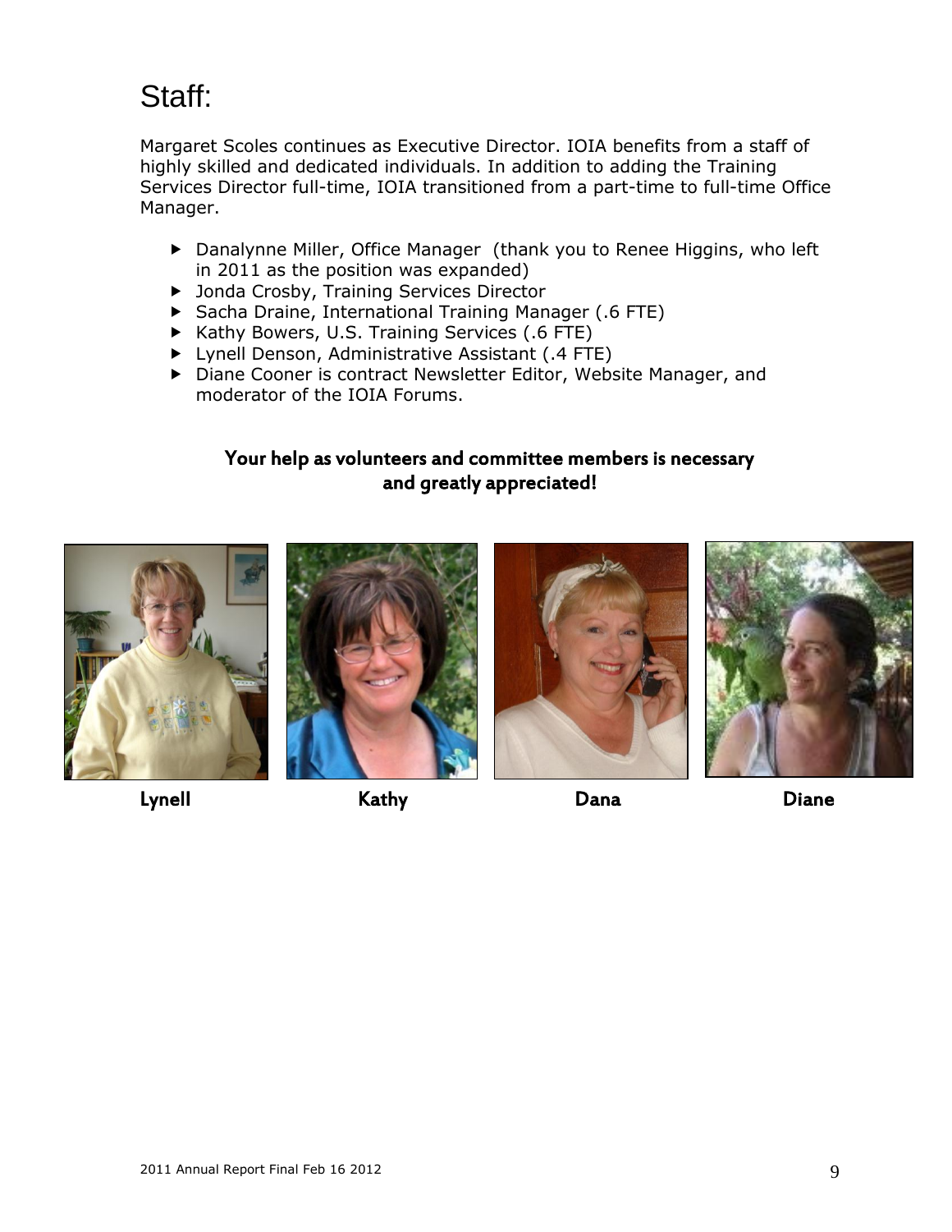# Staff:

Margaret Scoles continues as Executive Director. IOIA benefits from a staff of highly skilled and dedicated individuals. In addition to adding the Training Services Director full-time, IOIA transitioned from a part-time to full-time Office Manager.

- Danalynne Miller, Office Manager (thank you to Renee Higgins, who left in 2011 as the position was expanded)
- Jonda Crosby, Training Services Director
- Sacha Draine, International Training Manager (.6 FTE)
- Kathy Bowers, U.S. Training Services (.6 FTE)
- Lynell Denson, Administrative Assistant (.4 FTE)
- Diane Cooner is contract Newsletter Editor, Website Manager, and moderator of the IOIA Forums.

**Your help as volunteers and committee members is necessary and greatly appreciated!**

**Lynell**

**Kathy**

**Dana**

**Diane**